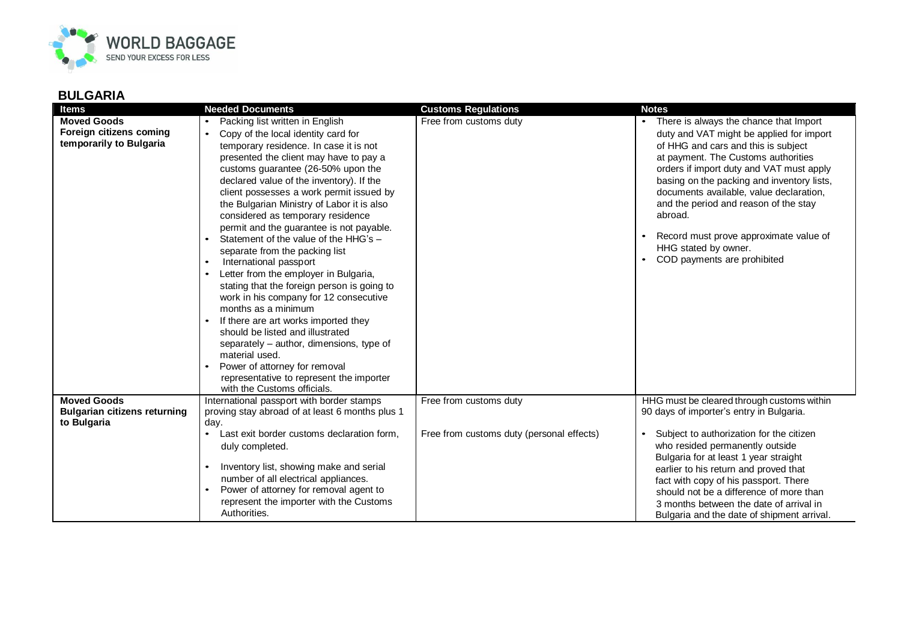## BULGARIA

| Items | Needed Documents | Customs Regulations | Notes |
|---|---|---|---|
| **Moved Goods** **Foreign citizens coming temporarily to Bulgaria** | • Packing list written in English<br>• Copy of the local identity card for temporary residence. In case it is not presented the client may have to pay a customs guarantee (26-50% upon the declared value of the inventory). If the client possesses a work permit issued by the Bulgarian Ministry of Labor it is also considered as temporary residence permit and the guarantee is not payable.<br>• Statement of the value of the HHG's – separate from the packing list<br>• International passport<br>• Letter from the employer in Bulgaria, stating that the foreign person is going to work in his company for 12 consecutive months as a minimum<br>• If there are art works imported they should be listed and illustrated separately – author, dimensions, type of material used.<br>• Power of attorney for removal representative to represent the importer with the Customs officials. | Free from customs duty | • There is always the chance that Import duty and VAT might be applied for import of HHG and cars and this is subject at payment. The Customs authorities orders if import duty and VAT must apply basing on the packing and inventory lists, documents available, value declaration, and the period and reason of the stay abroad.<br>• Record must prove approximate value of HHG stated by owner.<br>• COD payments are prohibited |
| **Moved Goods** **Bulgarian citizens returning to Bulgaria** | International passport with border stamps proving stay abroad of at least 6 months plus 1 day.<br>• Last exit border customs declaration form, duly completed.<br>• Inventory list, showing make and serial number of all electrical appliances.<br>• Power of attorney for removal agent to represent the importer with the Customs Authorities. | Free from customs duty<br><br>Free from customs duty (personal effects) | HHG must be cleared through customs within 90 days of importer's entry in Bulgaria.<br>• Subject to authorization for the citizen who resided permanently outside Bulgaria for at least 1 year straight earlier to his return and proved that fact with copy of his passport. There should not be a difference of more than 3 months between the date of arrival in Bulgaria and the date of shipment arrival. |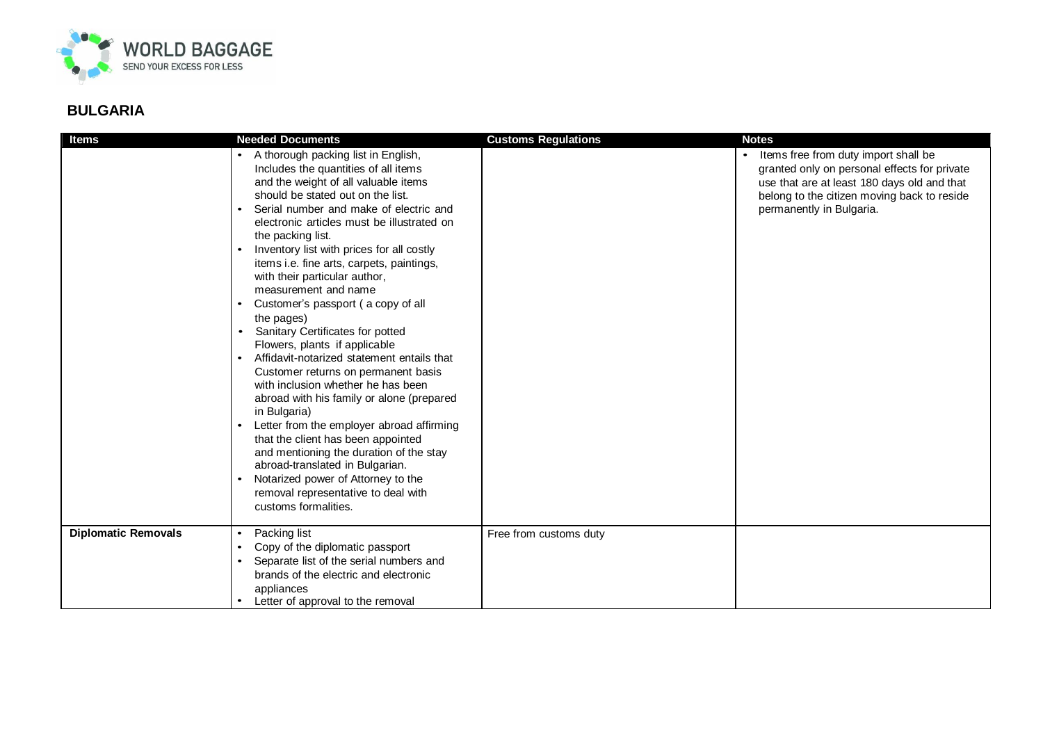## BULGARIA

| Items | Needed Documents | Customs Regulations | Notes |
|---|---|---|---|
| | • A thorough packing list in English, Includes the quantities of all items and the weight of all valuable items should be stated out on the list.<br>• Serial number and make of electric and electronic articles must be illustrated on the packing list.<br>• Inventory list with prices for all costly items i.e. fine arts, carpets, paintings, with their particular author, measurement and name<br>• Customer's passport ( a copy of all the pages)<br>• Sanitary Certificates for potted Flowers, plants if applicable<br>• Affidavit-notarized statement entails that Customer returns on permanent basis with inclusion whether he has been abroad with his family or alone (prepared in Bulgaria)<br>• Letter from the employer abroad affirming that the client has been appointed and mentioning the duration of the stay abroad-translated in Bulgarian.<br>• Notarized power of Attorney to the removal representative to deal with customs formalities. | | • Items free from duty import shall be granted only on personal effects for private use that are at least 180 days old and that belong to the citizen moving back to reside permanently in Bulgaria. |
| **Diplomatic Removals** | • Packing list<br>• Copy of the diplomatic passport<br>• Separate list of the serial numbers and brands of the electric and electronic appliances<br>• Letter of approval to the removal | Free from customs duty | |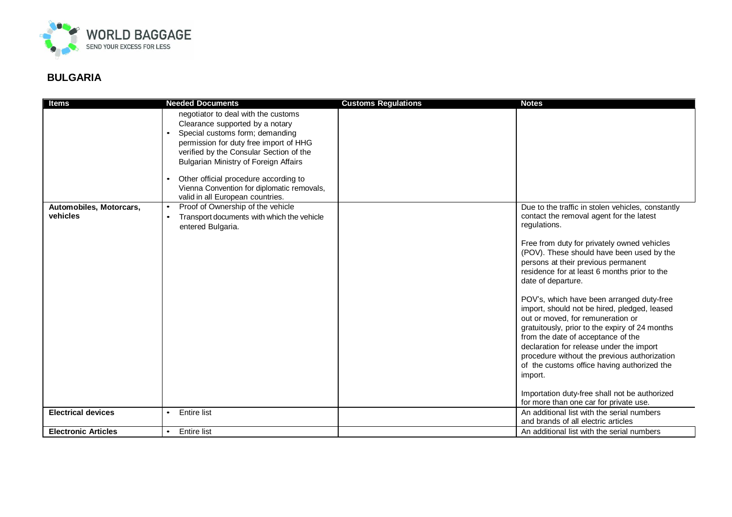## BULGARIA

| Items | Needed Documents | Customs Regulations | Notes |
|---|---|---|---|
| | negotiator to deal with the customs Clearance supported by a notary<br>• Special customs form; demanding permission for duty free import of HHG verified by the Consular Section of the Bulgarian Ministry of Foreign Affairs<br>• Other official procedure according to Vienna Convention for diplomatic removals, valid in all European countries. | | |
| **Automobiles, Motorcars, vehicles** | • Proof of Ownership of the vehicle<br>• Transport documents with which the vehicle entered Bulgaria. | | Due to the traffic in stolen vehicles, constantly contact the removal agent for the latest regulations.<br><br>Free from duty for privately owned vehicles (POV). These should have been used by the persons at their previous permanent residence for at least 6 months prior to the date of departure.<br><br>POV's, which have been arranged duty-free import, should not be hired, pledged, leased out or moved, for remuneration or gratuitously, prior to the expiry of 24 months from the date of acceptance of the declaration for release under the import procedure without the previous authorization of the customs office having authorized the import.<br><br>Importation duty-free shall not be authorized for more than one car for private use. |
| **Electrical devices** | • Entire list | | An additional list with the serial numbers and brands of all electric articles |
| **Electronic Articles** | • Entire list | | An additional list with the serial numbers |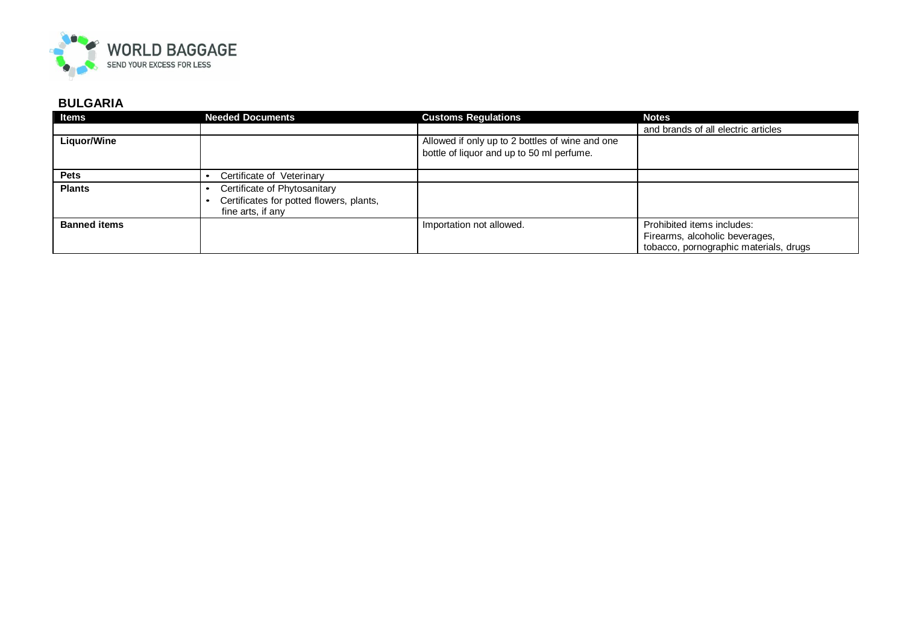## BULGARIA

| Items | Needed Documents | Customs Regulations | Notes |
|---|---|---|---|
| | | | and brands of all electric articles |
| **Liquor/Wine** | | Allowed if only up to 2 bottles of wine and one bottle of liquor and up to 50 ml perfume. | |
| **Pets** | • Certificate of Veterinary | | |
| **Plants** | • Certificate of Phytosanitary<br>• Certificates for potted flowers, plants, fine arts, if any | | |
| **Banned items** | | Importation not allowed. | Prohibited items includes:<br>Firearms, alcoholic beverages, tobacco, pornographic materials, drugs |